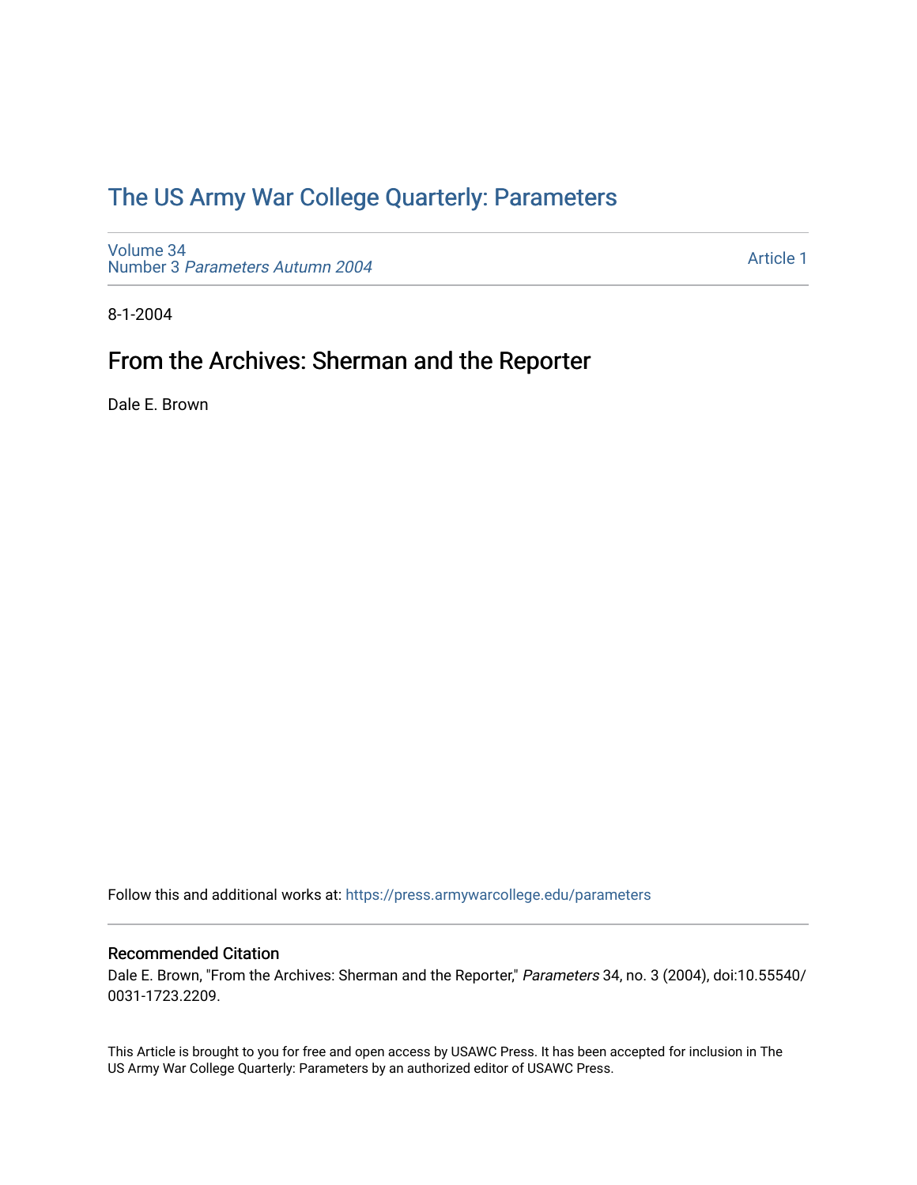# The US Army War College Quarterly: Parameters

Volume 34
Number 3 *Parameters Autumn 2004*

Article 1

8-1-2004

## From the Archives: Sherman and the Reporter

Dale E. Brown

Follow this and additional works at: https://press.armywarcollege.edu/parameters

### Recommended Citation

Dale E. Brown, "From the Archives: Sherman and the Reporter," *Parameters* 34, no. 3 (2004), doi:10.55540/0031-1723.2209.

This Article is brought to you for free and open access by USAWC Press. It has been accepted for inclusion in The US Army War College Quarterly: Parameters by an authorized editor of USAWC Press.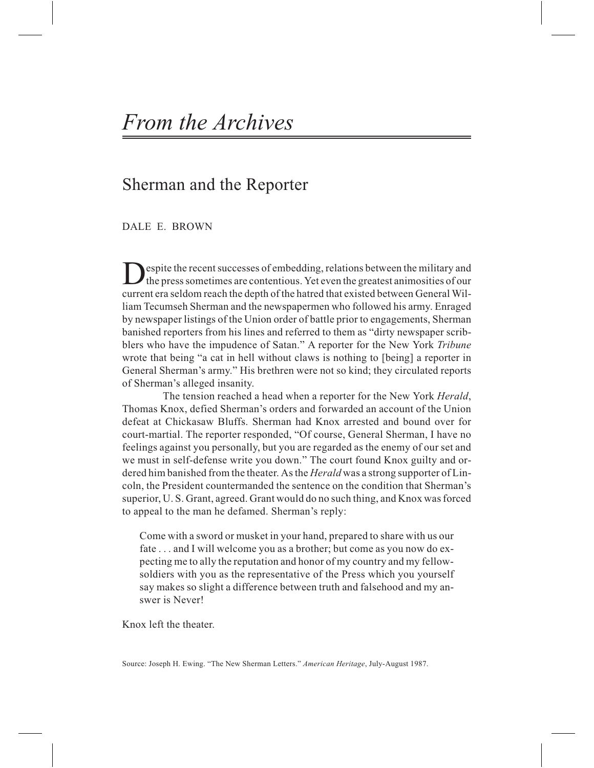# *From the Archives*

## Sherman and the Reporter

DALE E. BROWN

Despite the recent successes of embedding, relations between the military and the press sometimes are contentious. Yet even the greatest animosities of our current era seldom reach the depth of the hatred that existed between General William Tecumseh Sherman and the newspapermen who followed his army. Enraged by newspaper listings of the Union order of battle prior to engagements, Sherman banished reporters from his lines and referred to them as "dirty newspaper scribblers who have the impudence of Satan." A reporter for the New York *Tribune* wrote that being "a cat in hell without claws is nothing to [being] a reporter in General Sherman's army." His brethren were not so kind; they circulated reports of Sherman's alleged insanity.

The tension reached a head when a reporter for the New York *Herald*, Thomas Knox, defied Sherman's orders and forwarded an account of the Union defeat at Chickasaw Bluffs. Sherman had Knox arrested and bound over for court-martial. The reporter responded, "Of course, General Sherman, I have no feelings against you personally, but you are regarded as the enemy of our set and we must in self-defense write you down." The court found Knox guilty and ordered him banished from the theater. As the *Herald* was a strong supporter of Lincoln, the President countermanded the sentence on the condition that Sherman's superior, U. S. Grant, agreed. Grant would do no such thing, and Knox was forced to appeal to the man he defamed. Sherman's reply:

> Come with a sword or musket in your hand, prepared to share with us our fate . . . and I will welcome you as a brother; but come as you now do expecting me to ally the reputation and honor of my country and my fellow-soldiers with you as the representative of the Press which you yourself say makes so slight a difference between truth and falsehood and my answer is Never!

Knox left the theater.

Source: Joseph H. Ewing. "The New Sherman Letters." *American Heritage*, July-August 1987.